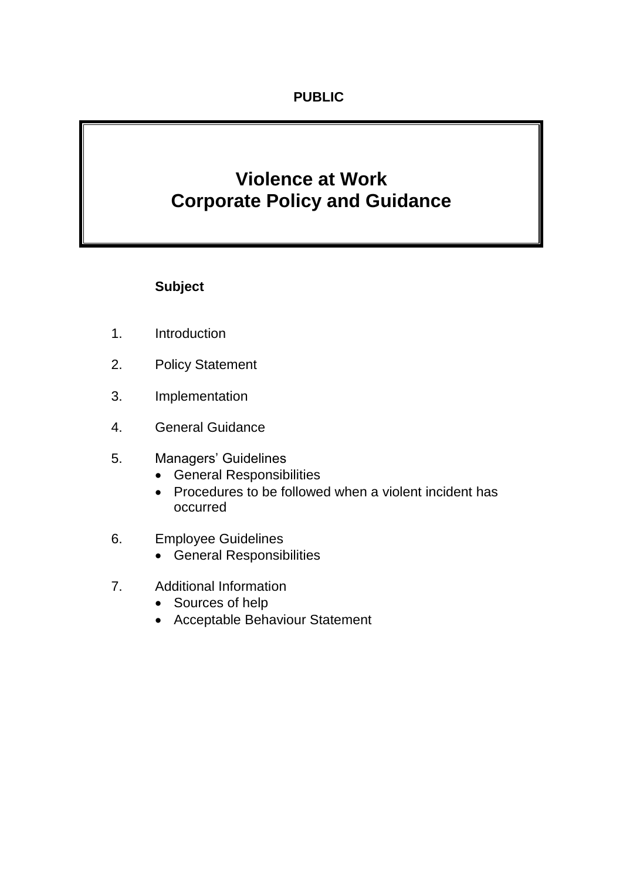**PUBLIC**

# Violence at Work
# Corporate Policy and Guidance

**Subject**

1. Introduction
2. Policy Statement
3. Implementation
4. General Guidance
5. Managers' Guidelines
   - General Responsibilities
   - Procedures to be followed when a violent incident has occurred
6. Employee Guidelines
   - General Responsibilities
7. Additional Information
   - Sources of help
   - Acceptable Behaviour Statement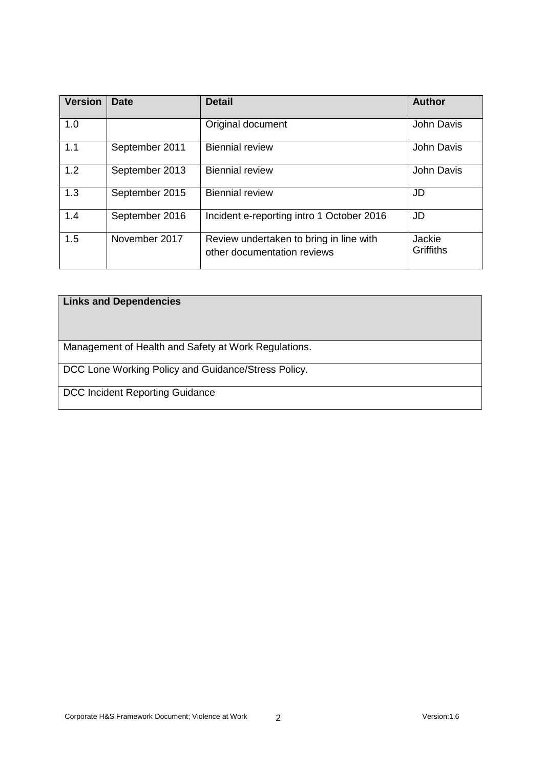| Version | Date | Detail | Author |
|---|---|---|---|
| 1.0 | | Original document | John Davis |
| 1.1 | September 2011 | Biennial review | John Davis |
| 1.2 | September 2013 | Biennial review | John Davis |
| 1.3 | September 2015 | Biennial review | JD |
| 1.4 | September 2016 | Incident e-reporting intro 1 October 2016 | JD |
| 1.5 | November 2017 | Review undertaken to bring in line with other documentation reviews | Jackie Griffiths |

| Links and Dependencies |
|---|
| Management of Health and Safety at Work Regulations. |
| DCC Lone Working Policy and Guidance/Stress Policy. |
| DCC Incident Reporting Guidance |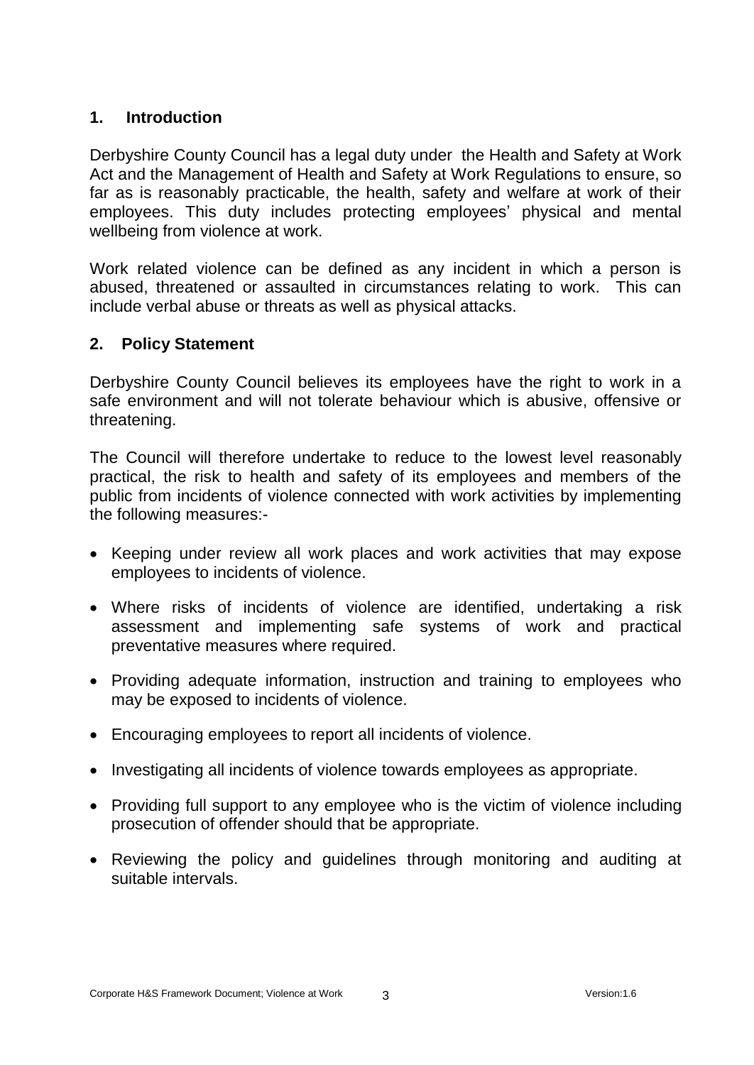## 1. Introduction

Derbyshire County Council has a legal duty under the Health and Safety at Work Act and the Management of Health and Safety at Work Regulations to ensure, so far as is reasonably practicable, the health, safety and welfare at work of their employees. This duty includes protecting employees' physical and mental wellbeing from violence at work.

Work related violence can be defined as any incident in which a person is abused, threatened or assaulted in circumstances relating to work. This can include verbal abuse or threats as well as physical attacks.

## 2. Policy Statement

Derbyshire County Council believes its employees have the right to work in a safe environment and will not tolerate behaviour which is abusive, offensive or threatening.

The Council will therefore undertake to reduce to the lowest level reasonably practical, the risk to health and safety of its employees and members of the public from incidents of violence connected with work activities by implementing the following measures:-

- Keeping under review all work places and work activities that may expose employees to incidents of violence.
- Where risks of incidents of violence are identified, undertaking a risk assessment and implementing safe systems of work and practical preventative measures where required.
- Providing adequate information, instruction and training to employees who may be exposed to incidents of violence.
- Encouraging employees to report all incidents of violence.
- Investigating all incidents of violence towards employees as appropriate.
- Providing full support to any employee who is the victim of violence including prosecution of offender should that be appropriate.
- Reviewing the policy and guidelines through monitoring and auditing at suitable intervals.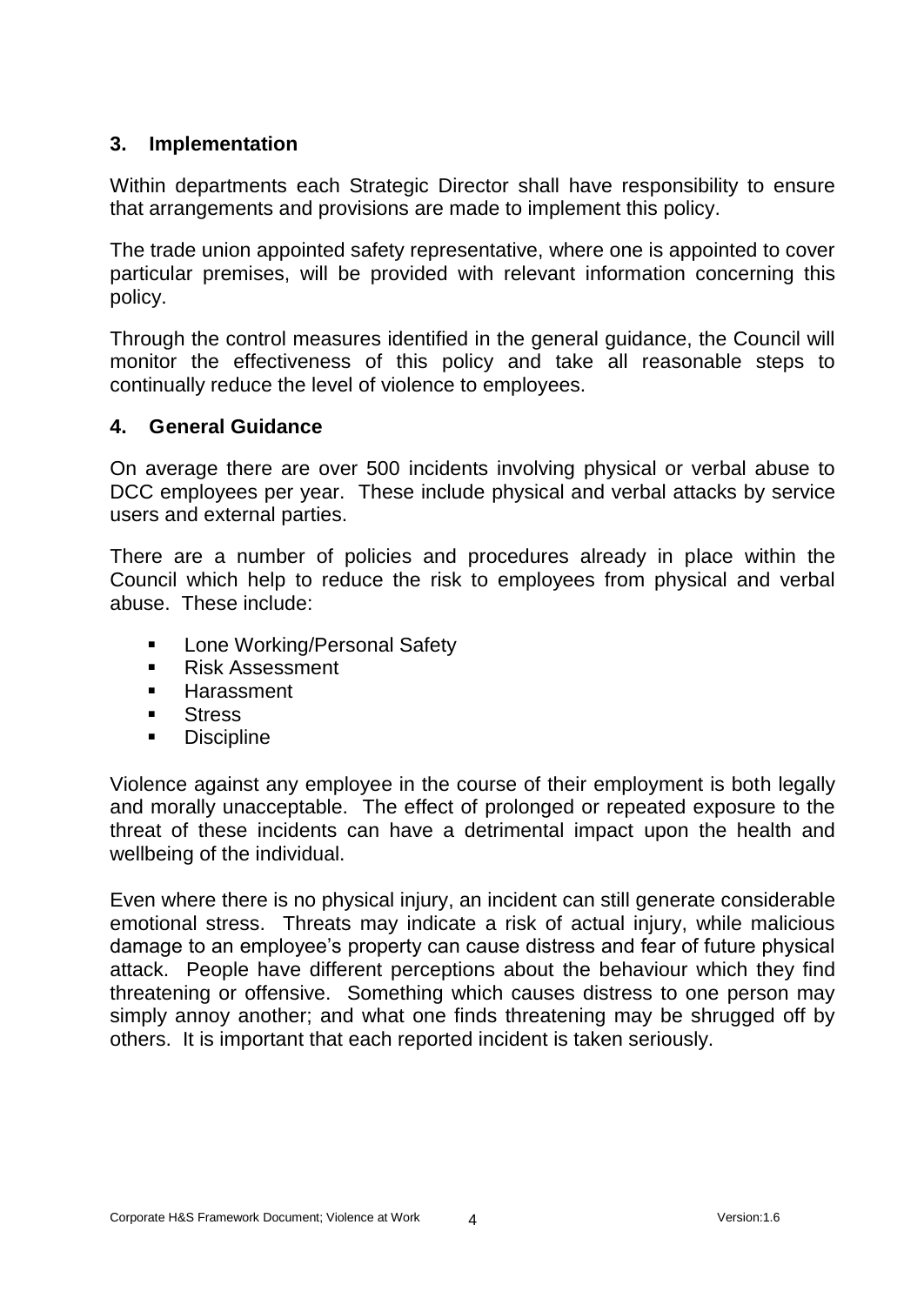## 3. Implementation

Within departments each Strategic Director shall have responsibility to ensure that arrangements and provisions are made to implement this policy.

The trade union appointed safety representative, where one is appointed to cover particular premises, will be provided with relevant information concerning this policy.

Through the control measures identified in the general guidance, the Council will monitor the effectiveness of this policy and take all reasonable steps to continually reduce the level of violence to employees.

## 4. General Guidance

On average there are over 500 incidents involving physical or verbal abuse to DCC employees per year. These include physical and verbal attacks by service users and external parties.

There are a number of policies and procedures already in place within the Council which help to reduce the risk to employees from physical and verbal abuse. These include:

- Lone Working/Personal Safety
- Risk Assessment
- Harassment
- Stress
- Discipline

Violence against any employee in the course of their employment is both legally and morally unacceptable. The effect of prolonged or repeated exposure to the threat of these incidents can have a detrimental impact upon the health and wellbeing of the individual.

Even where there is no physical injury, an incident can still generate considerable emotional stress. Threats may indicate a risk of actual injury, while malicious damage to an employee's property can cause distress and fear of future physical attack. People have different perceptions about the behaviour which they find threatening or offensive. Something which causes distress to one person may simply annoy another; and what one finds threatening may be shrugged off by others. It is important that each reported incident is taken seriously.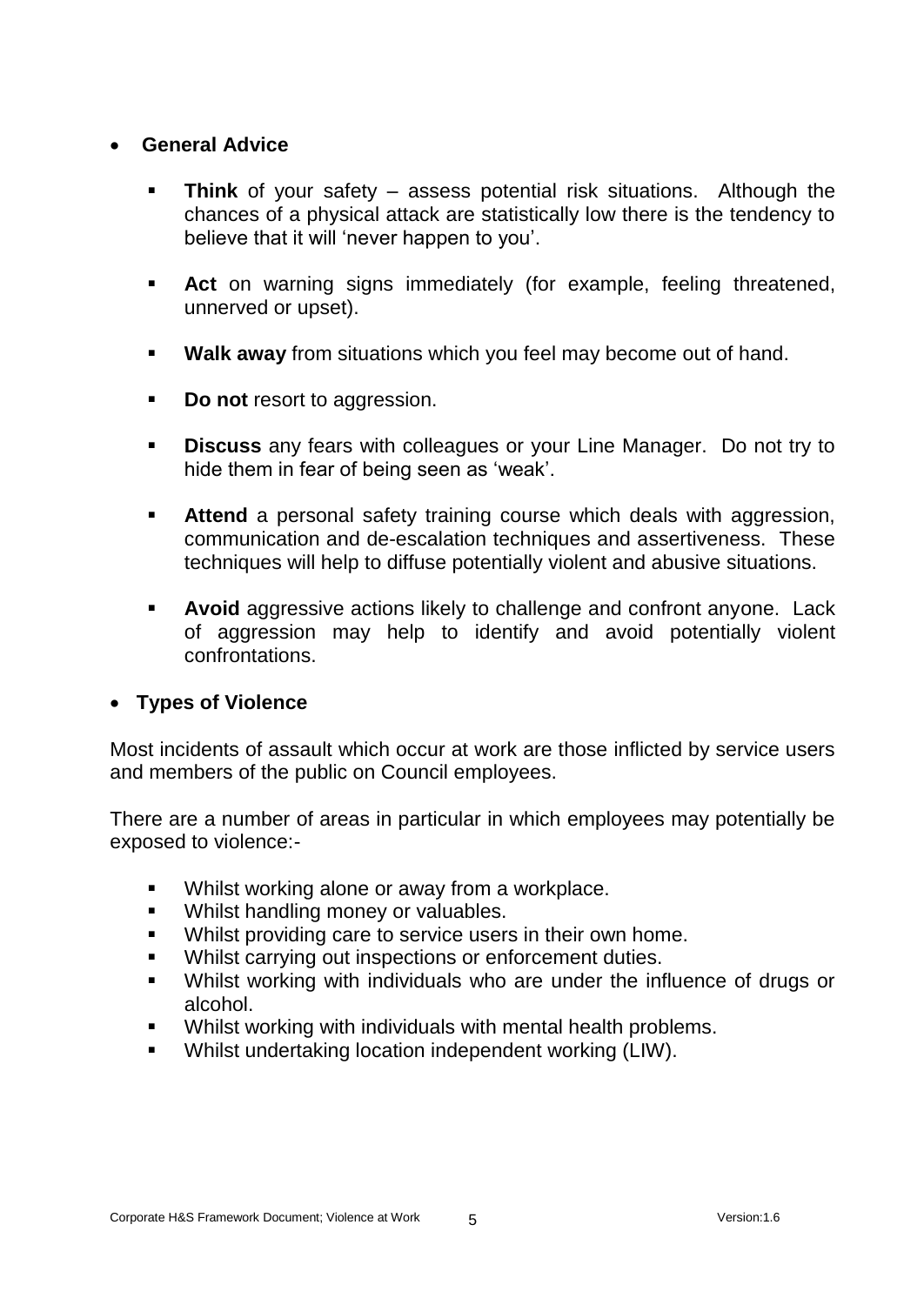- **General Advice**

  - **Think** of your safety – assess potential risk situations. Although the chances of a physical attack are statistically low there is the tendency to believe that it will 'never happen to you'.

  - **Act** on warning signs immediately (for example, feeling threatened, unnerved or upset).

  - **Walk away** from situations which you feel may become out of hand.

  - **Do not** resort to aggression.

  - **Discuss** any fears with colleagues or your Line Manager. Do not try to hide them in fear of being seen as 'weak'.

  - **Attend** a personal safety training course which deals with aggression, communication and de-escalation techniques and assertiveness. These techniques will help to diffuse potentially violent and abusive situations.

  - **Avoid** aggressive actions likely to challenge and confront anyone. Lack of aggression may help to identify and avoid potentially violent confrontations.

- **Types of Violence**

Most incidents of assault which occur at work are those inflicted by service users and members of the public on Council employees.

There are a number of areas in particular in which employees may potentially be exposed to violence:-

- Whilst working alone or away from a workplace.
- Whilst handling money or valuables.
- Whilst providing care to service users in their own home.
- Whilst carrying out inspections or enforcement duties.
- Whilst working with individuals who are under the influence of drugs or alcohol.
- Whilst working with individuals with mental health problems.
- Whilst undertaking location independent working (LIW).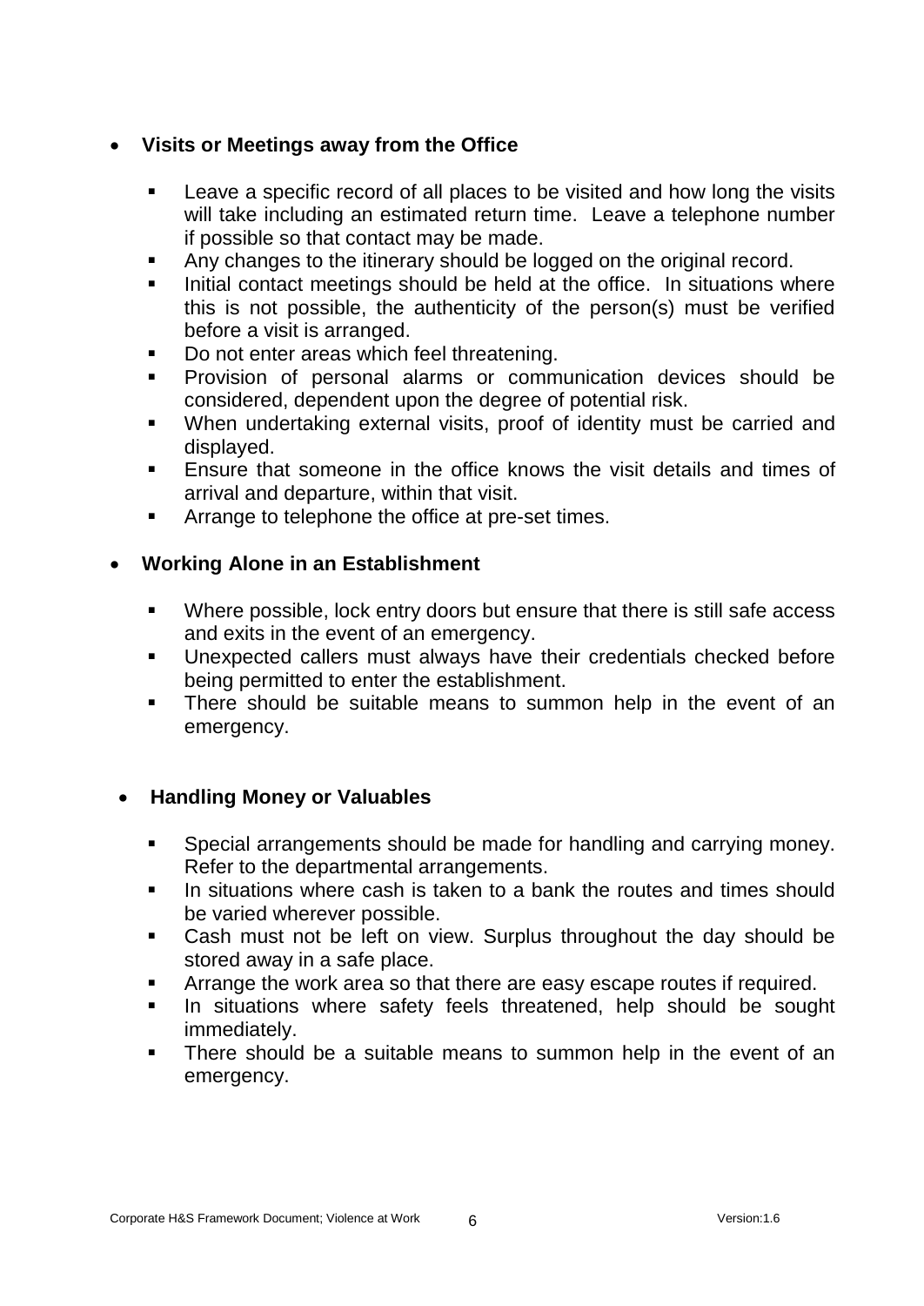- **Visits or Meetings away from the Office**

  - Leave a specific record of all places to be visited and how long the visits will take including an estimated return time. Leave a telephone number if possible so that contact may be made.
  - Any changes to the itinerary should be logged on the original record.
  - Initial contact meetings should be held at the office. In situations where this is not possible, the authenticity of the person(s) must be verified before a visit is arranged.
  - Do not enter areas which feel threatening.
  - Provision of personal alarms or communication devices should be considered, dependent upon the degree of potential risk.
  - When undertaking external visits, proof of identity must be carried and displayed.
  - Ensure that someone in the office knows the visit details and times of arrival and departure, within that visit.
  - Arrange to telephone the office at pre-set times.

- **Working Alone in an Establishment**

  - Where possible, lock entry doors but ensure that there is still safe access and exits in the event of an emergency.
  - Unexpected callers must always have their credentials checked before being permitted to enter the establishment.
  - There should be suitable means to summon help in the event of an emergency.

- **Handling Money or Valuables**

  - Special arrangements should be made for handling and carrying money. Refer to the departmental arrangements.
  - In situations where cash is taken to a bank the routes and times should be varied wherever possible.
  - Cash must not be left on view. Surplus throughout the day should be stored away in a safe place.
  - Arrange the work area so that there are easy escape routes if required.
  - In situations where safety feels threatened, help should be sought immediately.
  - There should be a suitable means to summon help in the event of an emergency.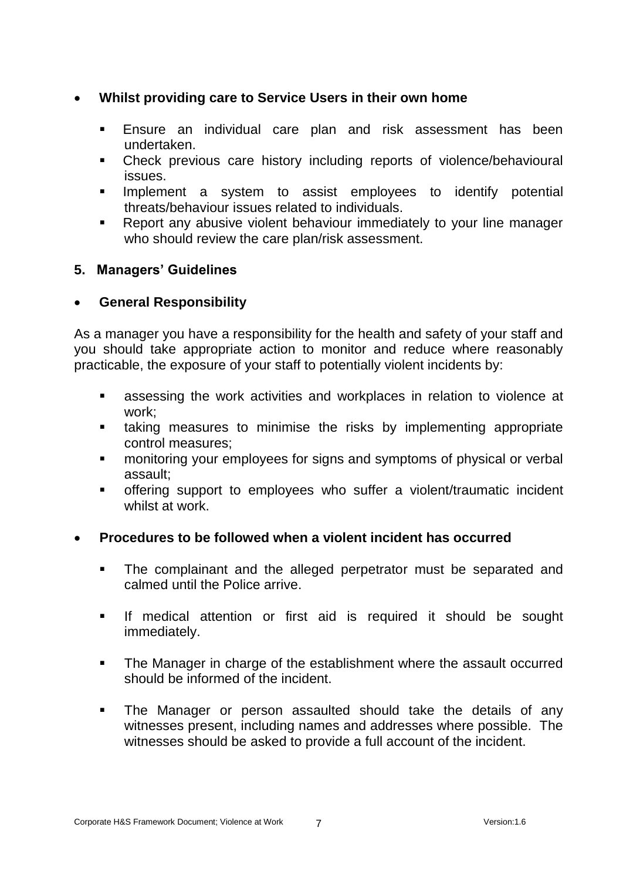- **Whilst providing care to Service Users in their own home**

  - Ensure an individual care plan and risk assessment has been undertaken.
  - Check previous care history including reports of violence/behavioural issues.
  - Implement a system to assist employees to identify potential threats/behaviour issues related to individuals.
  - Report any abusive violent behaviour immediately to your line manager who should review the care plan/risk assessment.

## 5. Managers' Guidelines

- **General Responsibility**

As a manager you have a responsibility for the health and safety of your staff and you should take appropriate action to monitor and reduce where reasonably practicable, the exposure of your staff to potentially violent incidents by:

  - assessing the work activities and workplaces in relation to violence at work;
  - taking measures to minimise the risks by implementing appropriate control measures;
  - monitoring your employees for signs and symptoms of physical or verbal assault;
  - offering support to employees who suffer a violent/traumatic incident whilst at work.

- **Procedures to be followed when a violent incident has occurred**

  - The complainant and the alleged perpetrator must be separated and calmed until the Police arrive.

  - If medical attention or first aid is required it should be sought immediately.

  - The Manager in charge of the establishment where the assault occurred should be informed of the incident.

  - The Manager or person assaulted should take the details of any witnesses present, including names and addresses where possible. The witnesses should be asked to provide a full account of the incident.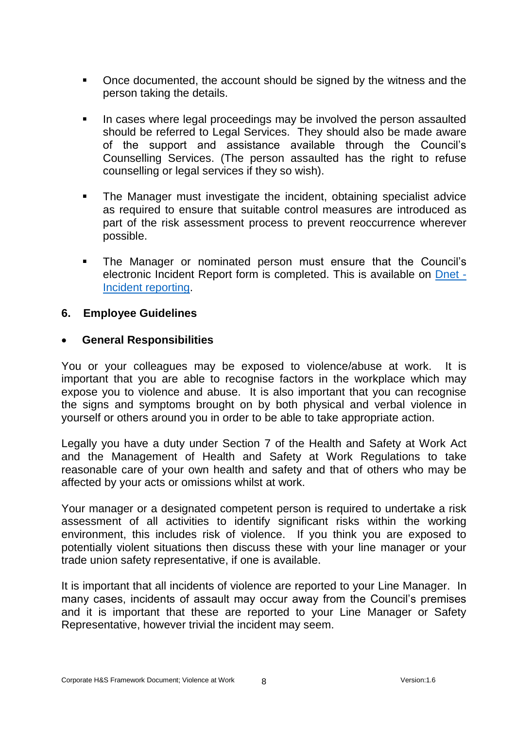- Once documented, the account should be signed by the witness and the person taking the details.

- In cases where legal proceedings may be involved the person assaulted should be referred to Legal Services. They should also be made aware of the support and assistance available through the Council's Counselling Services. (The person assaulted has the right to refuse counselling or legal services if they so wish).

- The Manager must investigate the incident, obtaining specialist advice as required to ensure that suitable control measures are introduced as part of the risk assessment process to prevent reoccurrence wherever possible.

- The Manager or nominated person must ensure that the Council's electronic Incident Report form is completed. This is available on [Dnet - Incident reporting]().

## 6. Employee Guidelines

- **General Responsibilities**

You or your colleagues may be exposed to violence/abuse at work. It is important that you are able to recognise factors in the workplace which may expose you to violence and abuse. It is also important that you can recognise the signs and symptoms brought on by both physical and verbal violence in yourself or others around you in order to be able to take appropriate action.

Legally you have a duty under Section 7 of the Health and Safety at Work Act and the Management of Health and Safety at Work Regulations to take reasonable care of your own health and safety and that of others who may be affected by your acts or omissions whilst at work.

Your manager or a designated competent person is required to undertake a risk assessment of all activities to identify significant risks within the working environment, this includes risk of violence. If you think you are exposed to potentially violent situations then discuss these with your line manager or your trade union safety representative, if one is available.

It is important that all incidents of violence are reported to your Line Manager. In many cases, incidents of assault may occur away from the Council's premises and it is important that these are reported to your Line Manager or Safety Representative, however trivial the incident may seem.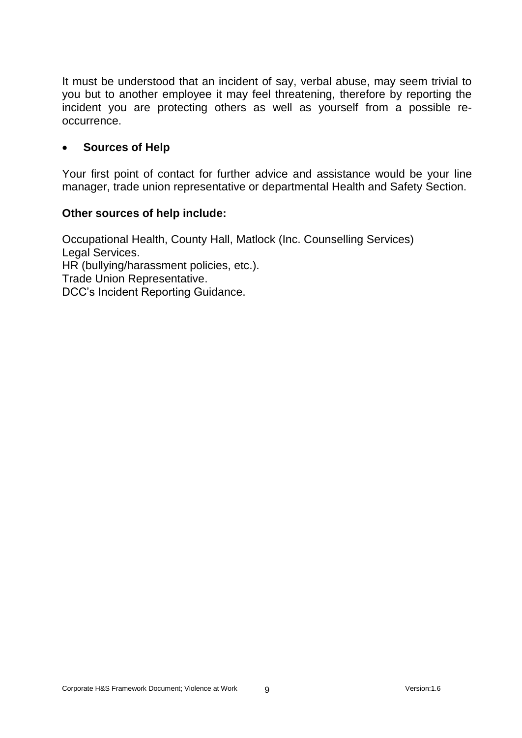It must be understood that an incident of say, verbal abuse, may seem trivial to you but to another employee it may feel threatening, therefore by reporting the incident you are protecting others as well as yourself from a possible re-occurrence.

- **Sources of Help**

Your first point of contact for further advice and assistance would be your line manager, trade union representative or departmental Health and Safety Section.

**Other sources of help include:**

Occupational Health, County Hall, Matlock (Inc. Counselling Services)
Legal Services.
HR (bullying/harassment policies, etc.).
Trade Union Representative.
DCC's Incident Reporting Guidance.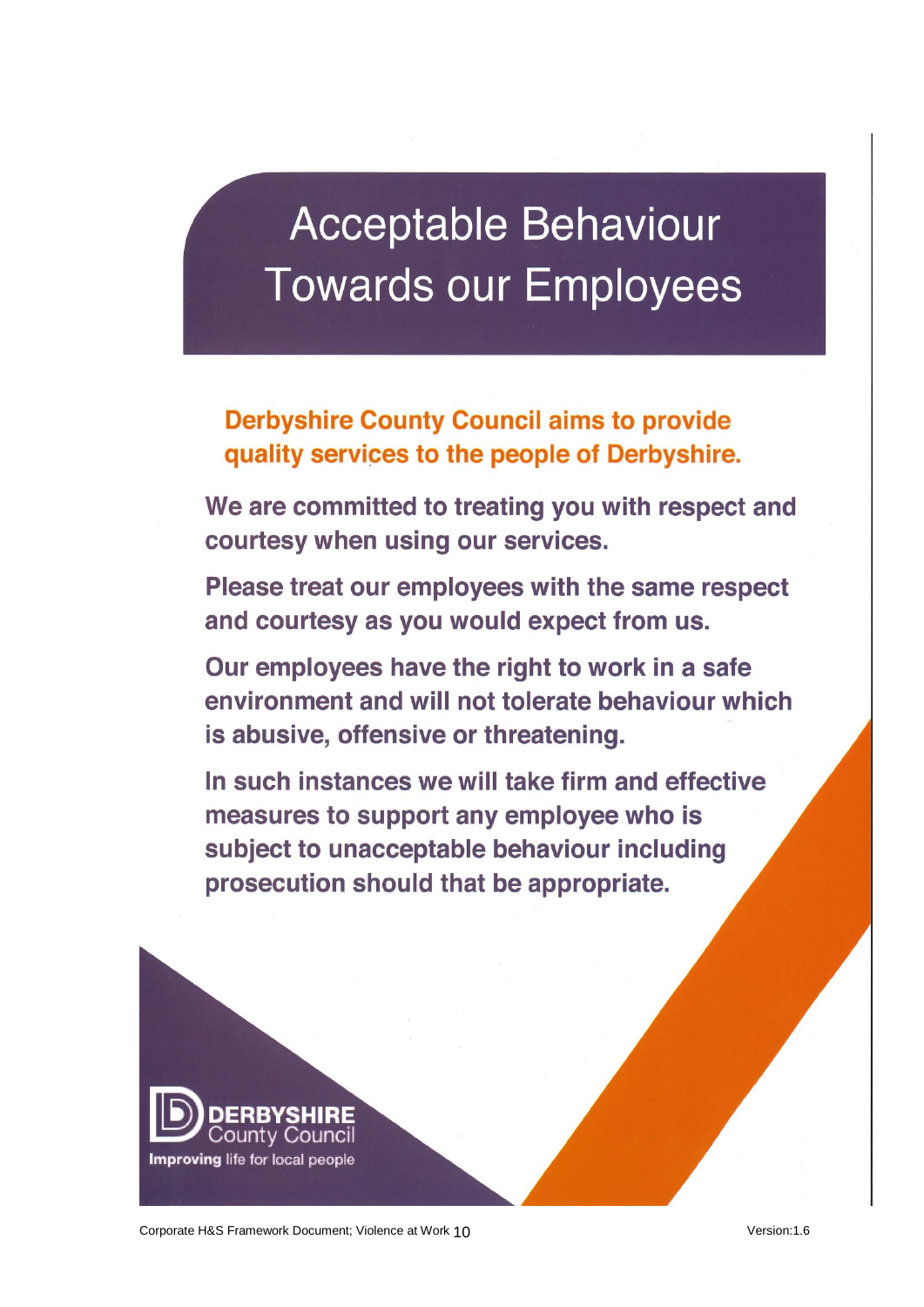# Acceptable Behaviour Towards our Employees

**Derbyshire County Council aims to provide quality services to the people of Derbyshire.**

**We are committed to treating you with respect and courtesy when using our services.**

**Please treat our employees with the same respect and courtesy as you would expect from us.**

**Our employees have the right to work in a safe environment and will not tolerate behaviour which is abusive, offensive or threatening.**

**In such instances we will take firm and effective measures to support any employee who is subject to unacceptable behaviour including prosecution should that be appropriate.**

**DERBYSHIRE** County Council

**Improving** life for local people